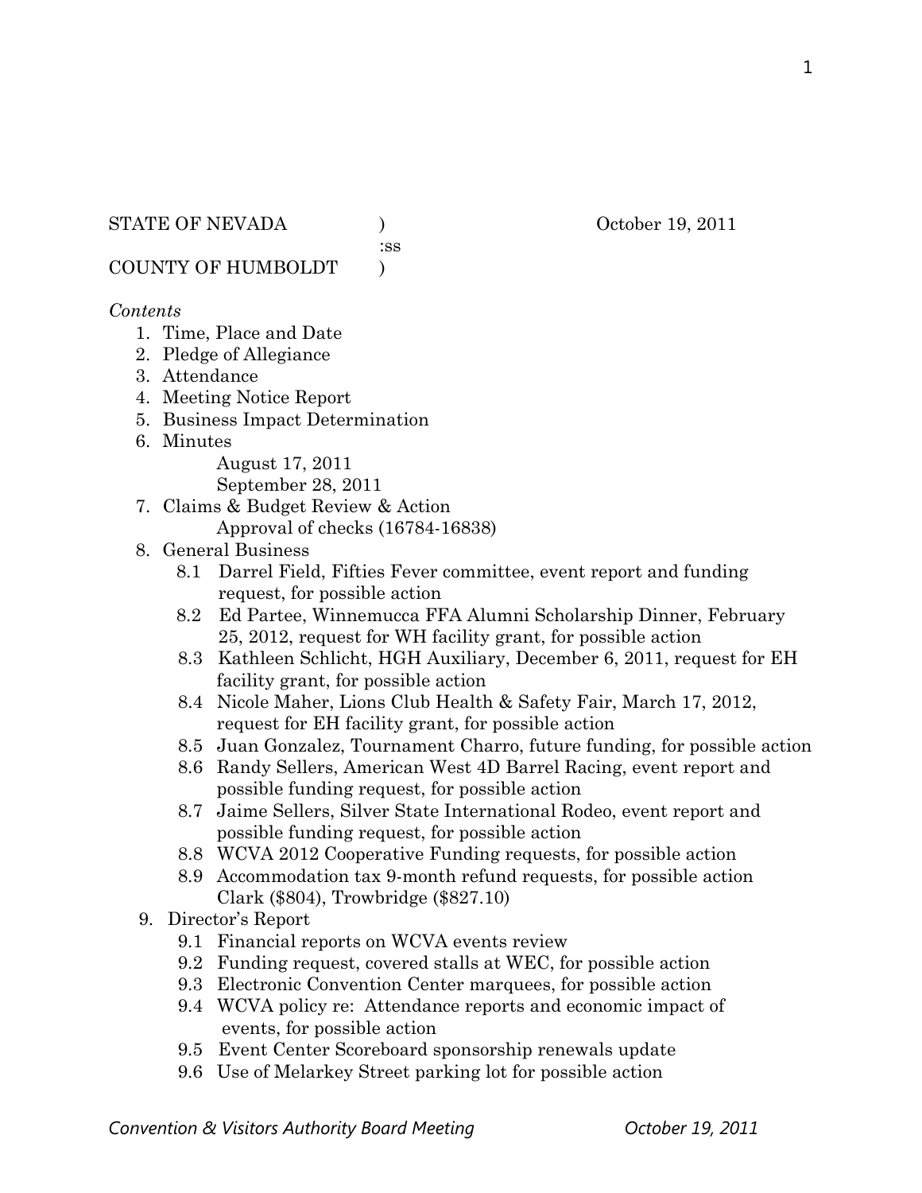STATE OF NEVADA ) October 19, 2011
:ss
COUNTY OF HUMBOLDT )

*Contents*

1. Time, Place and Date
2. Pledge of Allegiance
3. Attendance
4. Meeting Notice Report
5. Business Impact Determination
6. Minutes
   August 17, 2011
   September 28, 2011
7. Claims & Budget Review & Action
   Approval of checks (16784-16838)
8. General Business
   - 8.1 Darrel Field, Fifties Fever committee, event report and funding request, for possible action
   - 8.2 Ed Partee, Winnemucca FFA Alumni Scholarship Dinner, February 25, 2012, request for WH facility grant, for possible action
   - 8.3 Kathleen Schlicht, HGH Auxiliary, December 6, 2011, request for EH facility grant, for possible action
   - 8.4 Nicole Maher, Lions Club Health & Safety Fair, March 17, 2012, request for EH facility grant, for possible action
   - 8.5 Juan Gonzalez, Tournament Charro, future funding, for possible action
   - 8.6 Randy Sellers, American West 4D Barrel Racing, event report and possible funding request, for possible action
   - 8.7 Jaime Sellers, Silver State International Rodeo, event report and possible funding request, for possible action
   - 8.8 WCVA 2012 Cooperative Funding requests, for possible action
   - 8.9 Accommodation tax 9-month refund requests, for possible action Clark ($804), Trowbridge ($827.10)
9. Director's Report
   - 9.1 Financial reports on WCVA events review
   - 9.2 Funding request, covered stalls at WEC, for possible action
   - 9.3 Electronic Convention Center marquees, for possible action
   - 9.4 WCVA policy re: Attendance reports and economic impact of events, for possible action
   - 9.5 Event Center Scoreboard sponsorship renewals update
   - 9.6 Use of Melarkey Street parking lot for possible action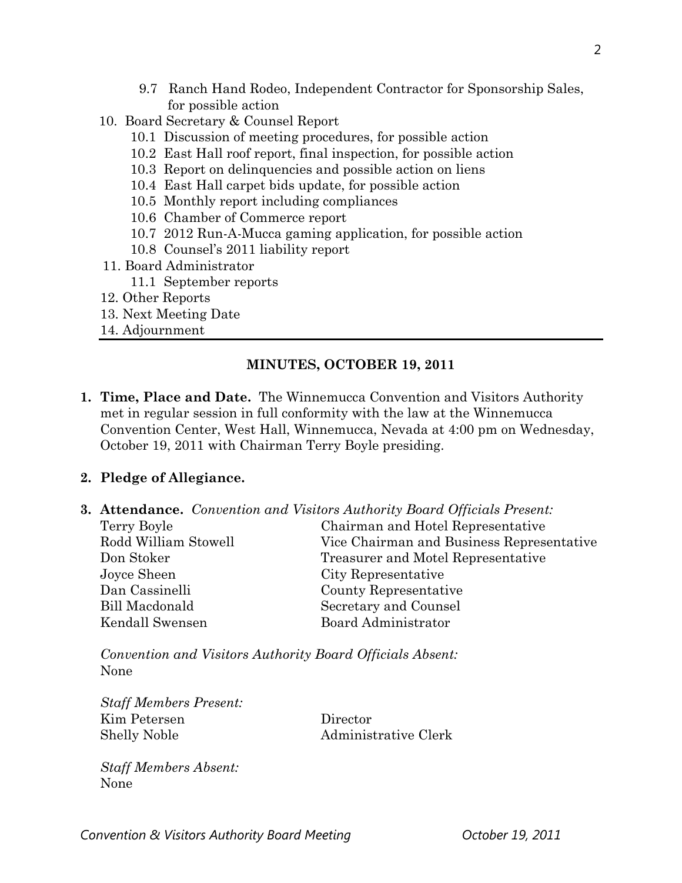- 9.7 Ranch Hand Rodeo, Independent Contractor for Sponsorship Sales, for possible action

10. Board Secretary & Counsel Report
    - 10.1 Discussion of meeting procedures, for possible action
    - 10.2 East Hall roof report, final inspection, for possible action
    - 10.3 Report on delinquencies and possible action on liens
    - 10.4 East Hall carpet bids update, for possible action
    - 10.5 Monthly report including compliances
    - 10.6 Chamber of Commerce report
    - 10.7 2012 Run-A-Mucca gaming application, for possible action
    - 10.8 Counsel's 2011 liability report
11. Board Administrator
    - 11.1 September reports
12. Other Reports
13. Next Meeting Date
14. Adjournment

---

## MINUTES, OCTOBER 19, 2011

**1. Time, Place and Date.** The Winnemucca Convention and Visitors Authority met in regular session in full conformity with the law at the Winnemucca Convention Center, West Hall, Winnemucca, Nevada at 4:00 pm on Wednesday, October 19, 2011 with Chairman Terry Boyle presiding.

**2. Pledge of Allegiance.**

**3. Attendance.** *Convention and Visitors Authority Board Officials Present:*

| | |
|---|---|
| Terry Boyle | Chairman and Hotel Representative |
| Rodd William Stowell | Vice Chairman and Business Representative |
| Don Stoker | Treasurer and Motel Representative |
| Joyce Sheen | City Representative |
| Dan Cassinelli | County Representative |
| Bill Macdonald | Secretary and Counsel |
| Kendall Swensen | Board Administrator |

*Convention and Visitors Authority Board Officials Absent:*
None

*Staff Members Present:*

| | |
|---|---|
| Kim Petersen | Director |
| Shelly Noble | Administrative Clerk |

*Staff Members Absent:*
None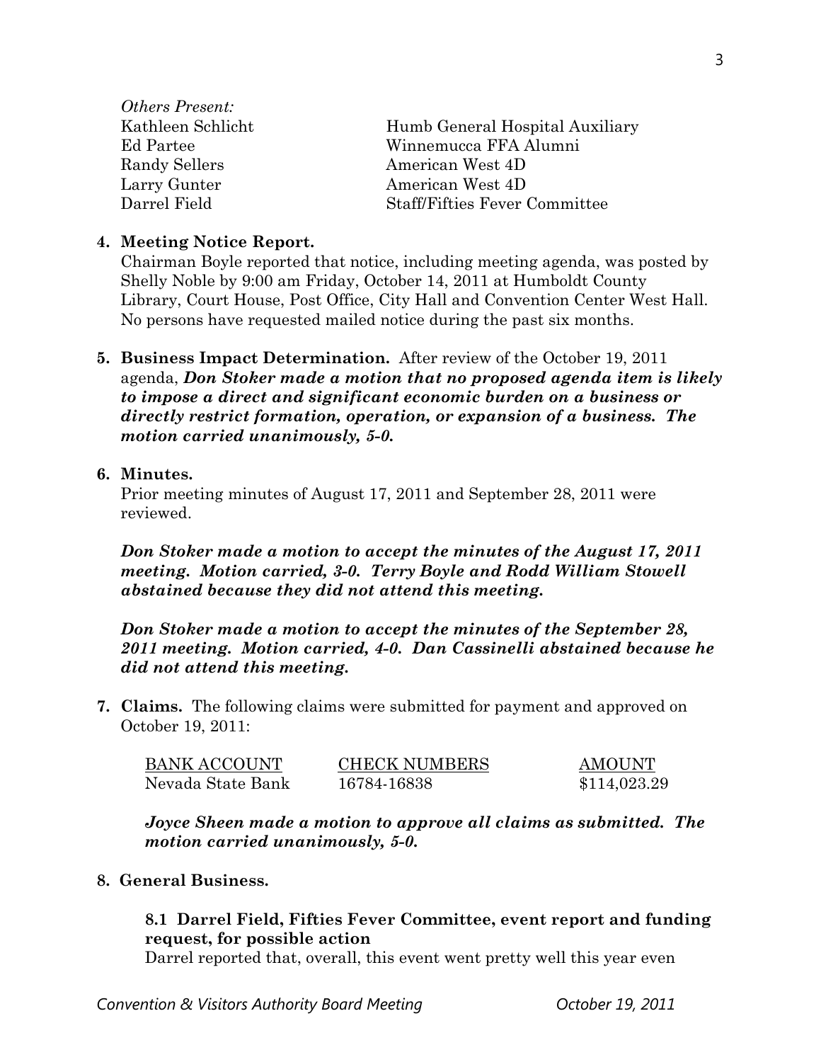*Others Present:*

| | |
|---|---|
| Kathleen Schlicht | Humb General Hospital Auxiliary |
| Ed Partee | Winnemucca FFA Alumni |
| Randy Sellers | American West 4D |
| Larry Gunter | American West 4D |
| Darrel Field | Staff/Fifties Fever Committee |

**4. Meeting Notice Report.**

Chairman Boyle reported that notice, including meeting agenda, was posted by Shelly Noble by 9:00 am Friday, October 14, 2011 at Humboldt County Library, Court House, Post Office, City Hall and Convention Center West Hall. No persons have requested mailed notice during the past six months.

**5. Business Impact Determination.** After review of the October 19, 2011 agenda, ***Don Stoker made a motion that no proposed agenda item is likely to impose a direct and significant economic burden on a business or directly restrict formation, operation, or expansion of a business. The motion carried unanimously, 5-0.***

**6. Minutes.**

Prior meeting minutes of August 17, 2011 and September 28, 2011 were reviewed.

***Don Stoker made a motion to accept the minutes of the August 17, 2011 meeting. Motion carried, 3-0. Terry Boyle and Rodd William Stowell abstained because they did not attend this meeting.***

***Don Stoker made a motion to accept the minutes of the September 28, 2011 meeting. Motion carried, 4-0. Dan Cassinelli abstained because he did not attend this meeting.***

**7. Claims.** The following claims were submitted for payment and approved on October 19, 2011:

| BANK ACCOUNT | CHECK NUMBERS | AMOUNT |
|---|---|---|
| Nevada State Bank | 16784-16838 | $114,023.29 |

***Joyce Sheen made a motion to approve all claims as submitted. The motion carried unanimously, 5-0.***

**8. General Business.**

**8.1 Darrel Field, Fifties Fever Committee, event report and funding request, for possible action**

Darrel reported that, overall, this event went pretty well this year even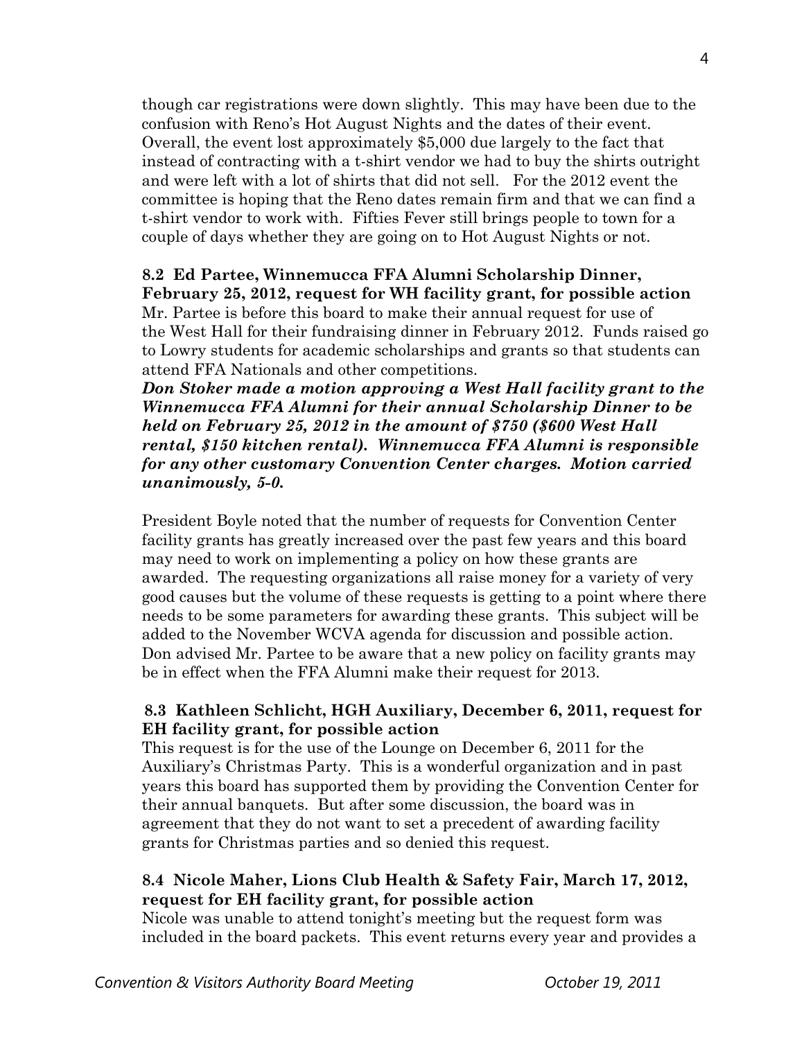though car registrations were down slightly. This may have been due to the confusion with Reno's Hot August Nights and the dates of their event. Overall, the event lost approximately $5,000 due largely to the fact that instead of contracting with a t-shirt vendor we had to buy the shirts outright and were left with a lot of shirts that did not sell. For the 2012 event the committee is hoping that the Reno dates remain firm and that we can find a t-shirt vendor to work with. Fifties Fever still brings people to town for a couple of days whether they are going on to Hot August Nights or not.

**8.2 Ed Partee, Winnemucca FFA Alumni Scholarship Dinner, February 25, 2012, request for WH facility grant, for possible action**

Mr. Partee is before this board to make their annual request for use of the West Hall for their fundraising dinner in February 2012. Funds raised go to Lowry students for academic scholarships and grants so that students can attend FFA Nationals and other competitions.

***Don Stoker made a motion approving a West Hall facility grant to the Winnemucca FFA Alumni for their annual Scholarship Dinner to be held on February 25, 2012 in the amount of $750 ($600 West Hall rental, $150 kitchen rental). Winnemucca FFA Alumni is responsible for any other customary Convention Center charges. Motion carried unanimously, 5-0.***

President Boyle noted that the number of requests for Convention Center facility grants has greatly increased over the past few years and this board may need to work on implementing a policy on how these grants are awarded. The requesting organizations all raise money for a variety of very good causes but the volume of these requests is getting to a point where there needs to be some parameters for awarding these grants. This subject will be added to the November WCVA agenda for discussion and possible action. Don advised Mr. Partee to be aware that a new policy on facility grants may be in effect when the FFA Alumni make their request for 2013.

**8.3 Kathleen Schlicht, HGH Auxiliary, December 6, 2011, request for EH facility grant, for possible action**

This request is for the use of the Lounge on December 6, 2011 for the Auxiliary's Christmas Party. This is a wonderful organization and in past years this board has supported them by providing the Convention Center for their annual banquets. But after some discussion, the board was in agreement that they do not want to set a precedent of awarding facility grants for Christmas parties and so denied this request.

**8.4 Nicole Maher, Lions Club Health & Safety Fair, March 17, 2012, request for EH facility grant, for possible action**

Nicole was unable to attend tonight's meeting but the request form was included in the board packets. This event returns every year and provides a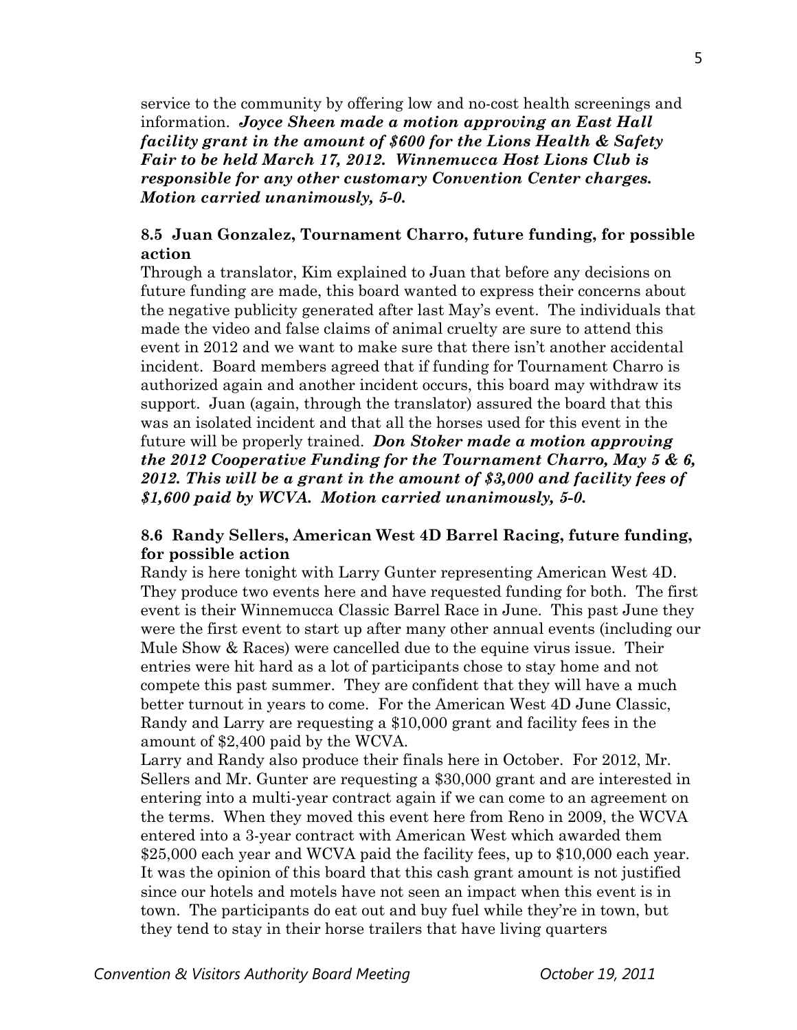service to the community by offering low and no-cost health screenings and information. ***Joyce Sheen made a motion approving an East Hall facility grant in the amount of $600 for the Lions Health & Safety Fair to be held March 17, 2012. Winnemucca Host Lions Club is responsible for any other customary Convention Center charges. Motion carried unanimously, 5-0.***

**8.5 Juan Gonzalez, Tournament Charro, future funding, for possible action**

Through a translator, Kim explained to Juan that before any decisions on future funding are made, this board wanted to express their concerns about the negative publicity generated after last May's event. The individuals that made the video and false claims of animal cruelty are sure to attend this event in 2012 and we want to make sure that there isn't another accidental incident. Board members agreed that if funding for Tournament Charro is authorized again and another incident occurs, this board may withdraw its support. Juan (again, through the translator) assured the board that this was an isolated incident and that all the horses used for this event in the future will be properly trained. ***Don Stoker made a motion approving the 2012 Cooperative Funding for the Tournament Charro, May 5 & 6, 2012. This will be a grant in the amount of $3,000 and facility fees of $1,600 paid by WCVA. Motion carried unanimously, 5-0.***

**8.6 Randy Sellers, American West 4D Barrel Racing, future funding, for possible action**

Randy is here tonight with Larry Gunter representing American West 4D. They produce two events here and have requested funding for both. The first event is their Winnemucca Classic Barrel Race in June. This past June they were the first event to start up after many other annual events (including our Mule Show & Races) were cancelled due to the equine virus issue. Their entries were hit hard as a lot of participants chose to stay home and not compete this past summer. They are confident that they will have a much better turnout in years to come. For the American West 4D June Classic, Randy and Larry are requesting a $10,000 grant and facility fees in the amount of $2,400 paid by the WCVA.

Larry and Randy also produce their finals here in October. For 2012, Mr. Sellers and Mr. Gunter are requesting a $30,000 grant and are interested in entering into a multi-year contract again if we can come to an agreement on the terms. When they moved this event here from Reno in 2009, the WCVA entered into a 3-year contract with American West which awarded them $25,000 each year and WCVA paid the facility fees, up to $10,000 each year. It was the opinion of this board that this cash grant amount is not justified since our hotels and motels have not seen an impact when this event is in town. The participants do eat out and buy fuel while they're in town, but they tend to stay in their horse trailers that have living quarters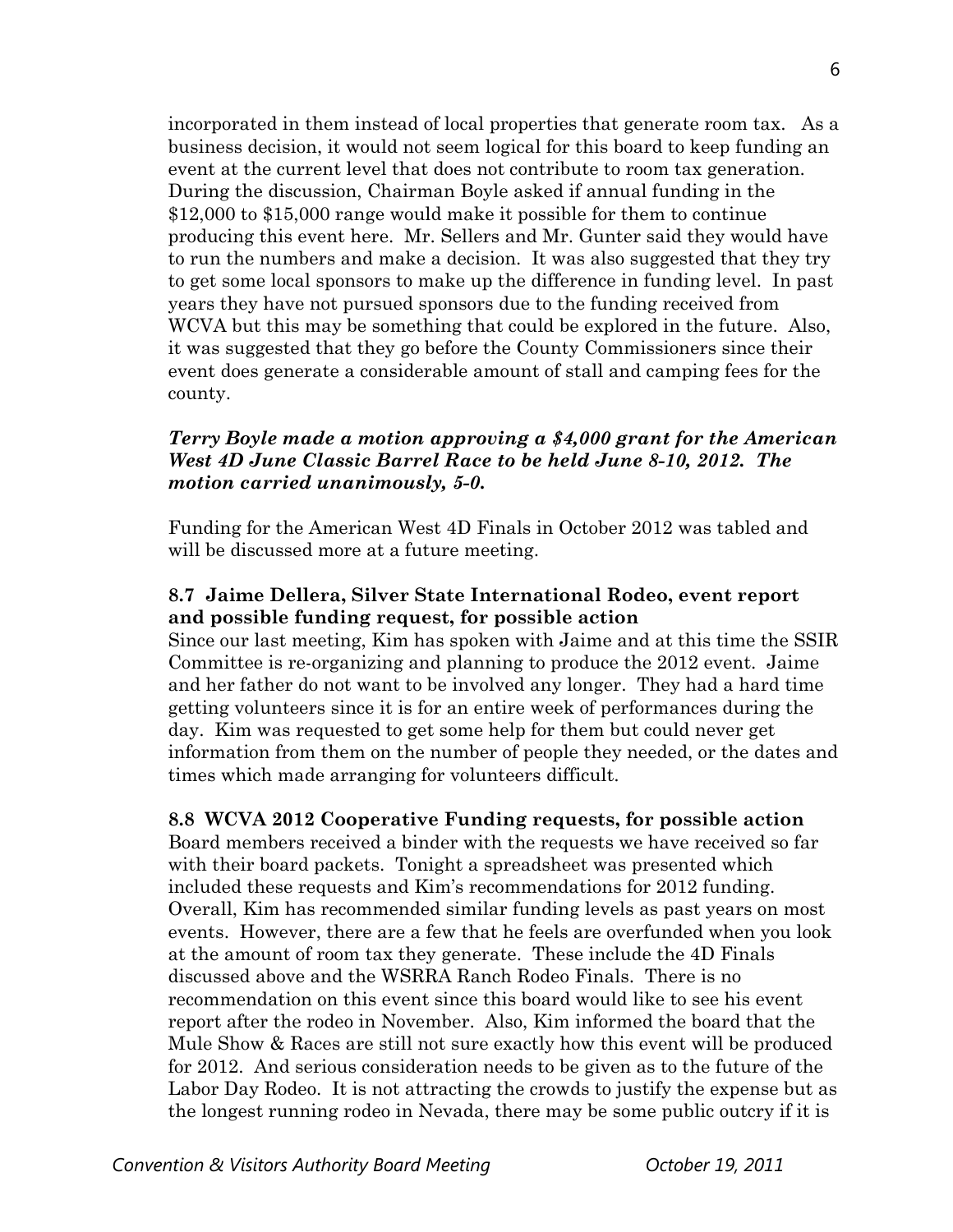incorporated in them instead of local properties that generate room tax. As a business decision, it would not seem logical for this board to keep funding an event at the current level that does not contribute to room tax generation. During the discussion, Chairman Boyle asked if annual funding in the $12,000 to $15,000 range would make it possible for them to continue producing this event here. Mr. Sellers and Mr. Gunter said they would have to run the numbers and make a decision. It was also suggested that they try to get some local sponsors to make up the difference in funding level. In past years they have not pursued sponsors due to the funding received from WCVA but this may be something that could be explored in the future. Also, it was suggested that they go before the County Commissioners since their event does generate a considerable amount of stall and camping fees for the county.

***Terry Boyle made a motion approving a $4,000 grant for the American West 4D June Classic Barrel Race to be held June 8-10, 2012. The motion carried unanimously, 5-0.***

Funding for the American West 4D Finals in October 2012 was tabled and will be discussed more at a future meeting.

**8.7 Jaime Dellera, Silver State International Rodeo, event report and possible funding request, for possible action**

Since our last meeting, Kim has spoken with Jaime and at this time the SSIR Committee is re-organizing and planning to produce the 2012 event. Jaime and her father do not want to be involved any longer. They had a hard time getting volunteers since it is for an entire week of performances during the day. Kim was requested to get some help for them but could never get information from them on the number of people they needed, or the dates and times which made arranging for volunteers difficult.

**8.8 WCVA 2012 Cooperative Funding requests, for possible action**

Board members received a binder with the requests we have received so far with their board packets. Tonight a spreadsheet was presented which included these requests and Kim's recommendations for 2012 funding. Overall, Kim has recommended similar funding levels as past years on most events. However, there are a few that he feels are overfunded when you look at the amount of room tax they generate. These include the 4D Finals discussed above and the WSRRA Ranch Rodeo Finals. There is no recommendation on this event since this board would like to see his event report after the rodeo in November. Also, Kim informed the board that the Mule Show & Races are still not sure exactly how this event will be produced for 2012. And serious consideration needs to be given as to the future of the Labor Day Rodeo. It is not attracting the crowds to justify the expense but as the longest running rodeo in Nevada, there may be some public outcry if it is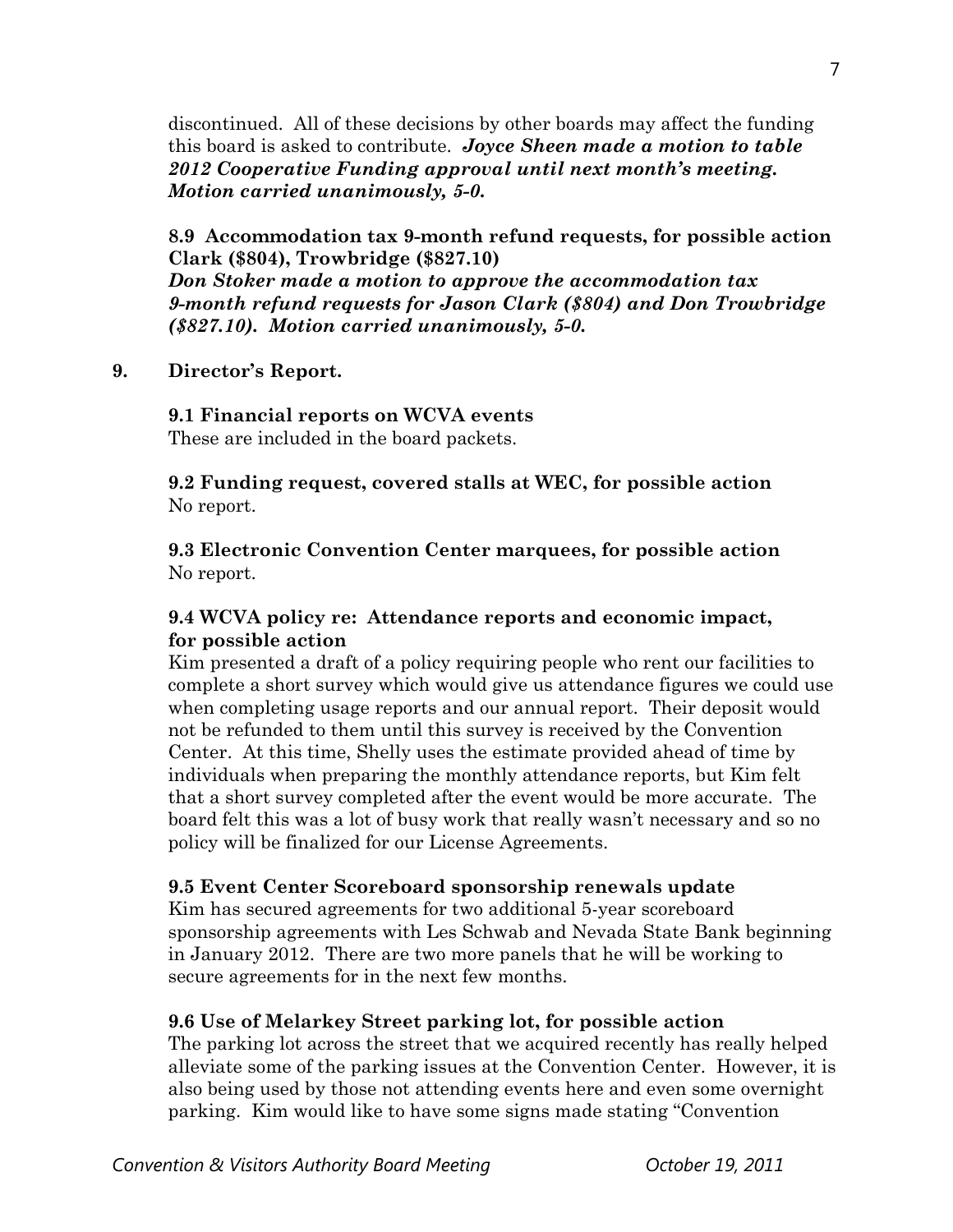discontinued. All of these decisions by other boards may affect the funding this board is asked to contribute. ***Joyce Sheen made a motion to table 2012 Cooperative Funding approval until next month's meeting. Motion carried unanimously, 5-0.***

**8.9 Accommodation tax 9-month refund requests, for possible action Clark ($804), Trowbridge ($827.10)**
***Don Stoker made a motion to approve the accommodation tax 9-month refund requests for Jason Clark ($804) and Don Trowbridge ($827.10). Motion carried unanimously, 5-0.***

**9. Director's Report.**

**9.1 Financial reports on WCVA events**
These are included in the board packets.

**9.2 Funding request, covered stalls at WEC, for possible action**
No report.

**9.3 Electronic Convention Center marquees, for possible action**
No report.

**9.4 WCVA policy re: Attendance reports and economic impact, for possible action**
Kim presented a draft of a policy requiring people who rent our facilities to complete a short survey which would give us attendance figures we could use when completing usage reports and our annual report. Their deposit would not be refunded to them until this survey is received by the Convention Center. At this time, Shelly uses the estimate provided ahead of time by individuals when preparing the monthly attendance reports, but Kim felt that a short survey completed after the event would be more accurate. The board felt this was a lot of busy work that really wasn't necessary and so no policy will be finalized for our License Agreements.

**9.5 Event Center Scoreboard sponsorship renewals update**
Kim has secured agreements for two additional 5-year scoreboard sponsorship agreements with Les Schwab and Nevada State Bank beginning in January 2012. There are two more panels that he will be working to secure agreements for in the next few months.

**9.6 Use of Melarkey Street parking lot, for possible action**
The parking lot across the street that we acquired recently has really helped alleviate some of the parking issues at the Convention Center. However, it is also being used by those not attending events here and even some overnight parking. Kim would like to have some signs made stating "Convention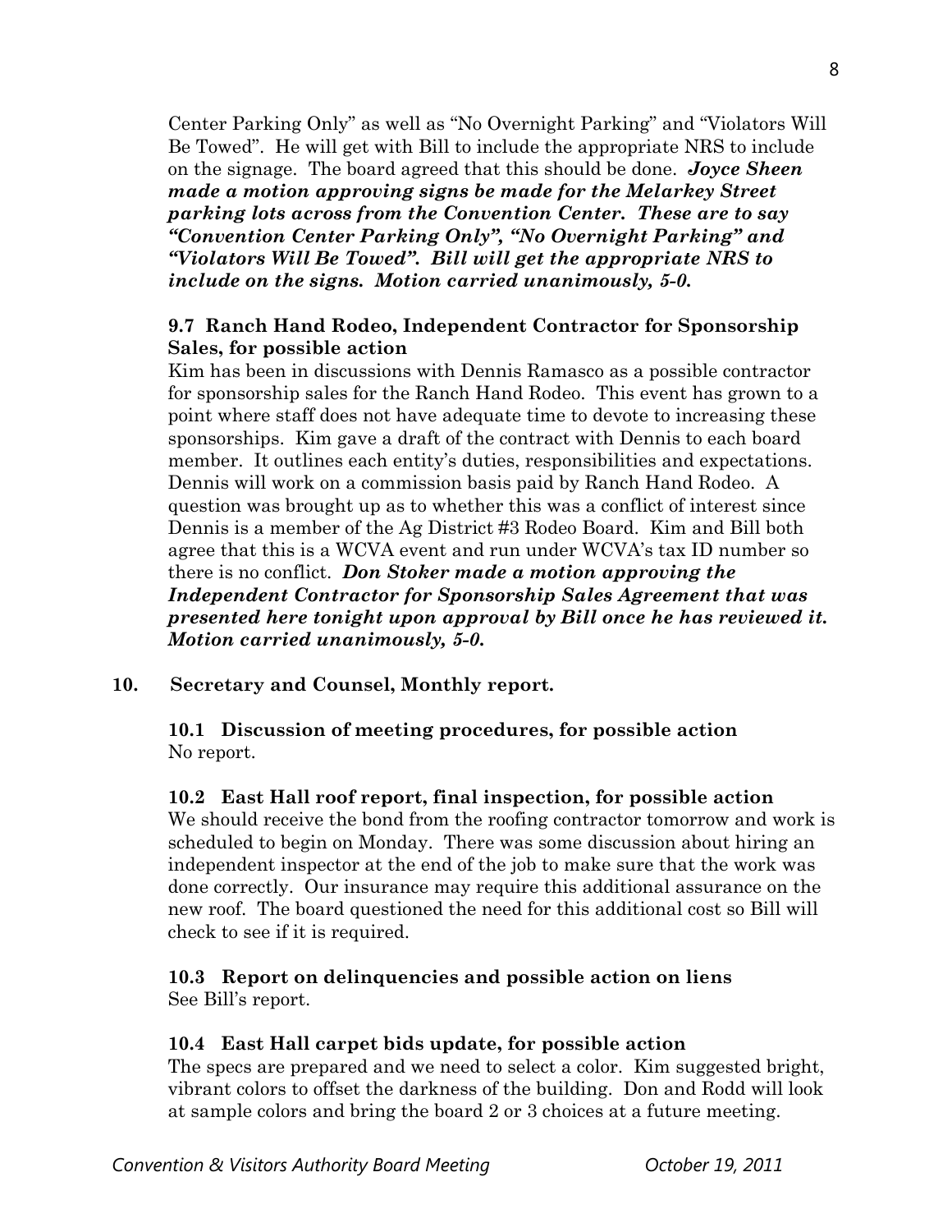Center Parking Only" as well as "No Overnight Parking" and "Violators Will Be Towed". He will get with Bill to include the appropriate NRS to include on the signage. The board agreed that this should be done. ***Joyce Sheen made a motion approving signs be made for the Melarkey Street parking lots across from the Convention Center. These are to say "Convention Center Parking Only", "No Overnight Parking" and "Violators Will Be Towed". Bill will get the appropriate NRS to include on the signs. Motion carried unanimously, 5-0.***

**9.7 Ranch Hand Rodeo, Independent Contractor for Sponsorship Sales, for possible action**

Kim has been in discussions with Dennis Ramasco as a possible contractor for sponsorship sales for the Ranch Hand Rodeo. This event has grown to a point where staff does not have adequate time to devote to increasing these sponsorships. Kim gave a draft of the contract with Dennis to each board member. It outlines each entity's duties, responsibilities and expectations. Dennis will work on a commission basis paid by Ranch Hand Rodeo. A question was brought up as to whether this was a conflict of interest since Dennis is a member of the Ag District #3 Rodeo Board. Kim and Bill both agree that this is a WCVA event and run under WCVA's tax ID number so there is no conflict. ***Don Stoker made a motion approving the Independent Contractor for Sponsorship Sales Agreement that was presented here tonight upon approval by Bill once he has reviewed it. Motion carried unanimously, 5-0.***

**10. Secretary and Counsel, Monthly report.**

**10.1 Discussion of meeting procedures, for possible action**

No report.

**10.2 East Hall roof report, final inspection, for possible action**

We should receive the bond from the roofing contractor tomorrow and work is scheduled to begin on Monday. There was some discussion about hiring an independent inspector at the end of the job to make sure that the work was done correctly. Our insurance may require this additional assurance on the new roof. The board questioned the need for this additional cost so Bill will check to see if it is required.

**10.3 Report on delinquencies and possible action on liens**

See Bill's report.

**10.4 East Hall carpet bids update, for possible action**

The specs are prepared and we need to select a color. Kim suggested bright, vibrant colors to offset the darkness of the building. Don and Rodd will look at sample colors and bring the board 2 or 3 choices at a future meeting.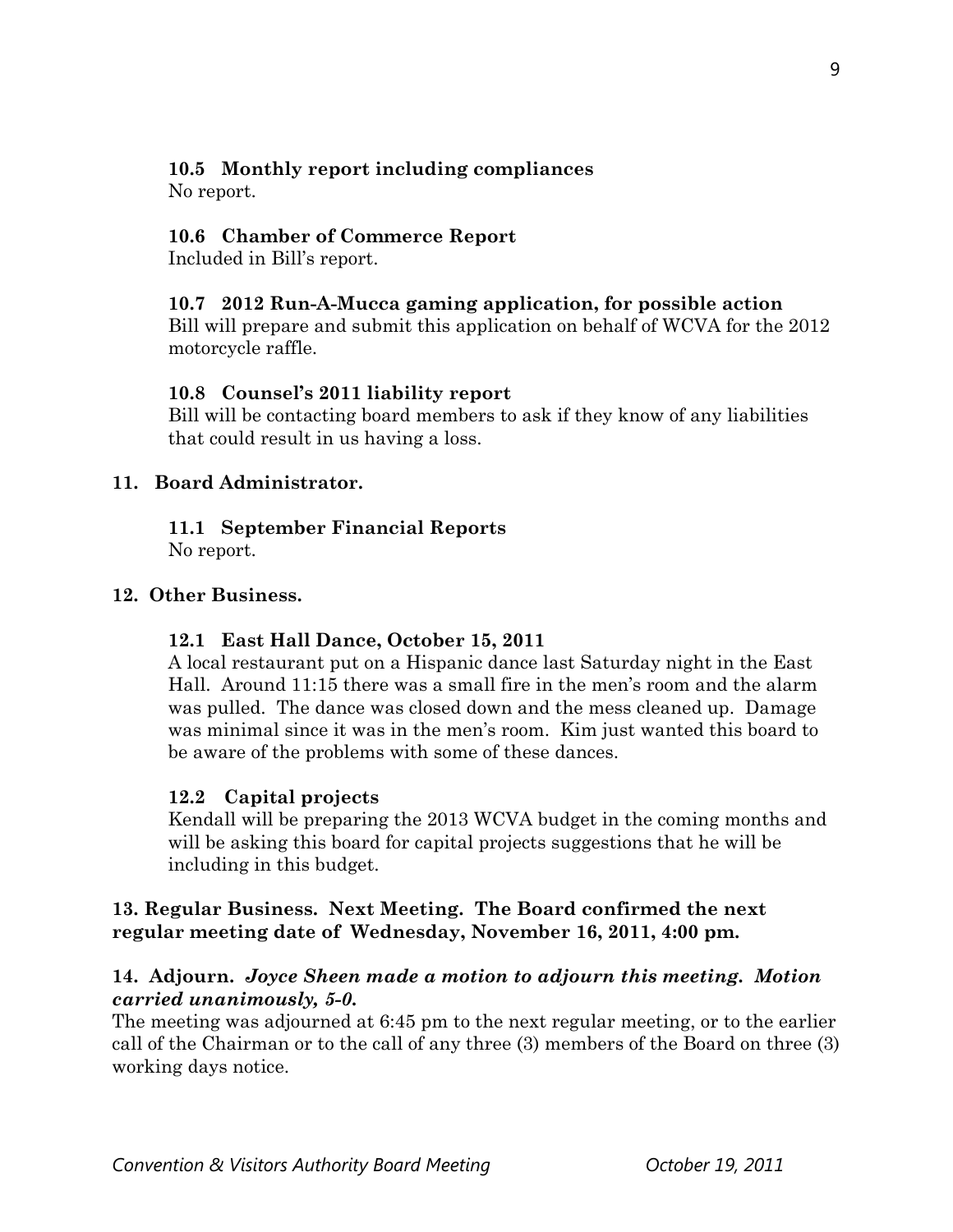### 10.5 Monthly report including compliances

No report.

### 10.6 Chamber of Commerce Report

Included in Bill's report.

### 10.7 2012 Run-A-Mucca gaming application, for possible action

Bill will prepare and submit this application on behalf of WCVA for the 2012 motorcycle raffle.

### 10.8 Counsel's 2011 liability report

Bill will be contacting board members to ask if they know of any liabilities that could result in us having a loss.

## 11. Board Administrator.

### 11.1 September Financial Reports

No report.

## 12. Other Business.

### 12.1 East Hall Dance, October 15, 2011

A local restaurant put on a Hispanic dance last Saturday night in the East Hall. Around 11:15 there was a small fire in the men's room and the alarm was pulled. The dance was closed down and the mess cleaned up. Damage was minimal since it was in the men's room. Kim just wanted this board to be aware of the problems with some of these dances.

### 12.2 Capital projects

Kendall will be preparing the 2013 WCVA budget in the coming months and will be asking this board for capital projects suggestions that he will be including in this budget.

**13. Regular Business. Next Meeting. The Board confirmed the next regular meeting date of Wednesday, November 16, 2011, 4:00 pm.**

**14. Adjourn.** ***Joyce Sheen made a motion to adjourn this meeting. Motion carried unanimously, 5-0.***

The meeting was adjourned at 6:45 pm to the next regular meeting, or to the earlier call of the Chairman or to the call of any three (3) members of the Board on three (3) working days notice.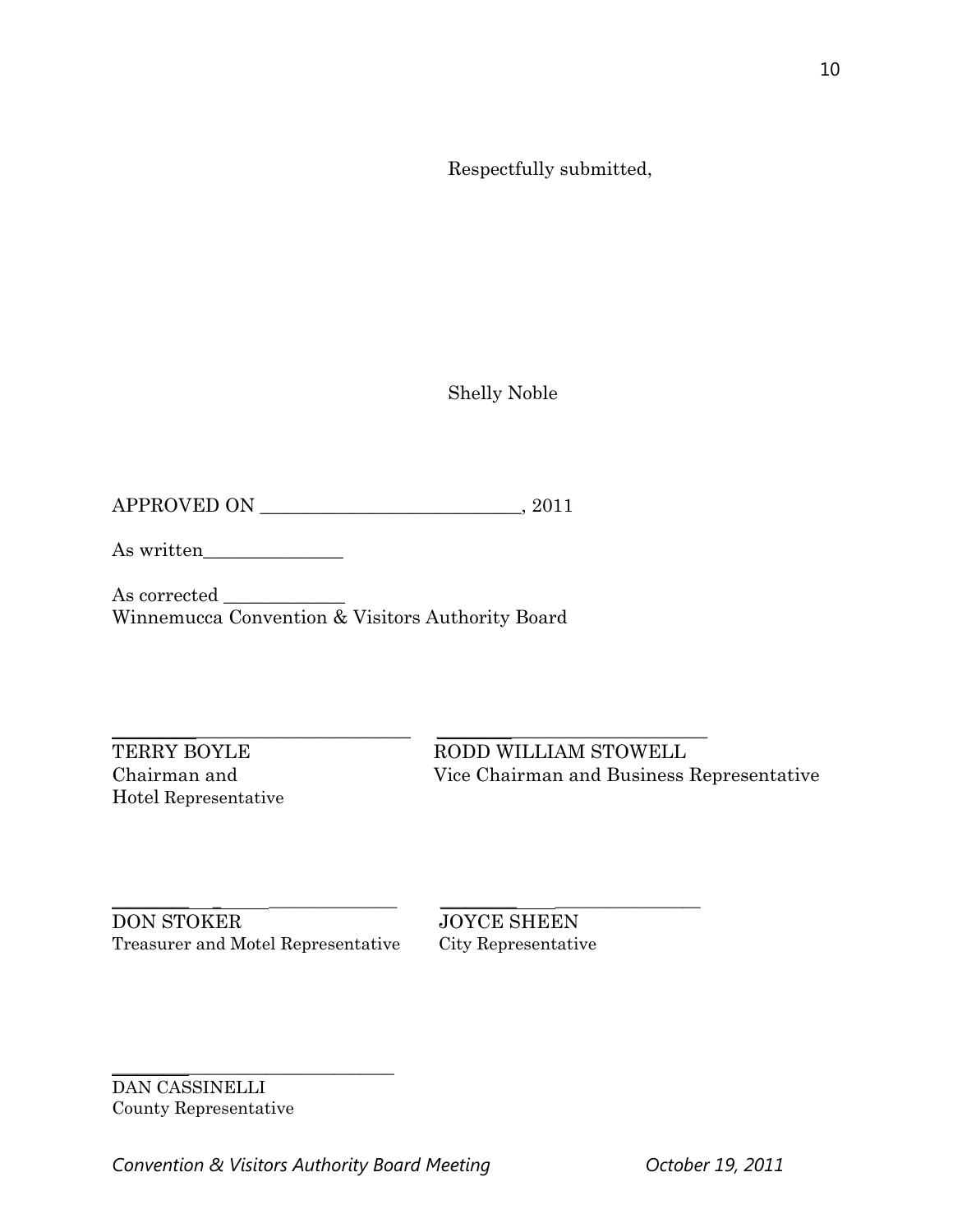Respectfully submitted,

Shelly Noble

APPROVED ON ____________________________, 2011

As written_______________

As corrected _____________
Winnemucca Convention & Visitors Authority Board

_________________________________
TERRY BOYLE
Chairman and
Hotel Representative

_________________________________
RODD WILLIAM STOWELL
Vice Chairman and Business Representative

_________________________________
DON STOKER
Treasurer and Motel Representative

_________________________________
JOYCE SHEEN
City Representative

_________________________________
DAN CASSINELLI
County Representative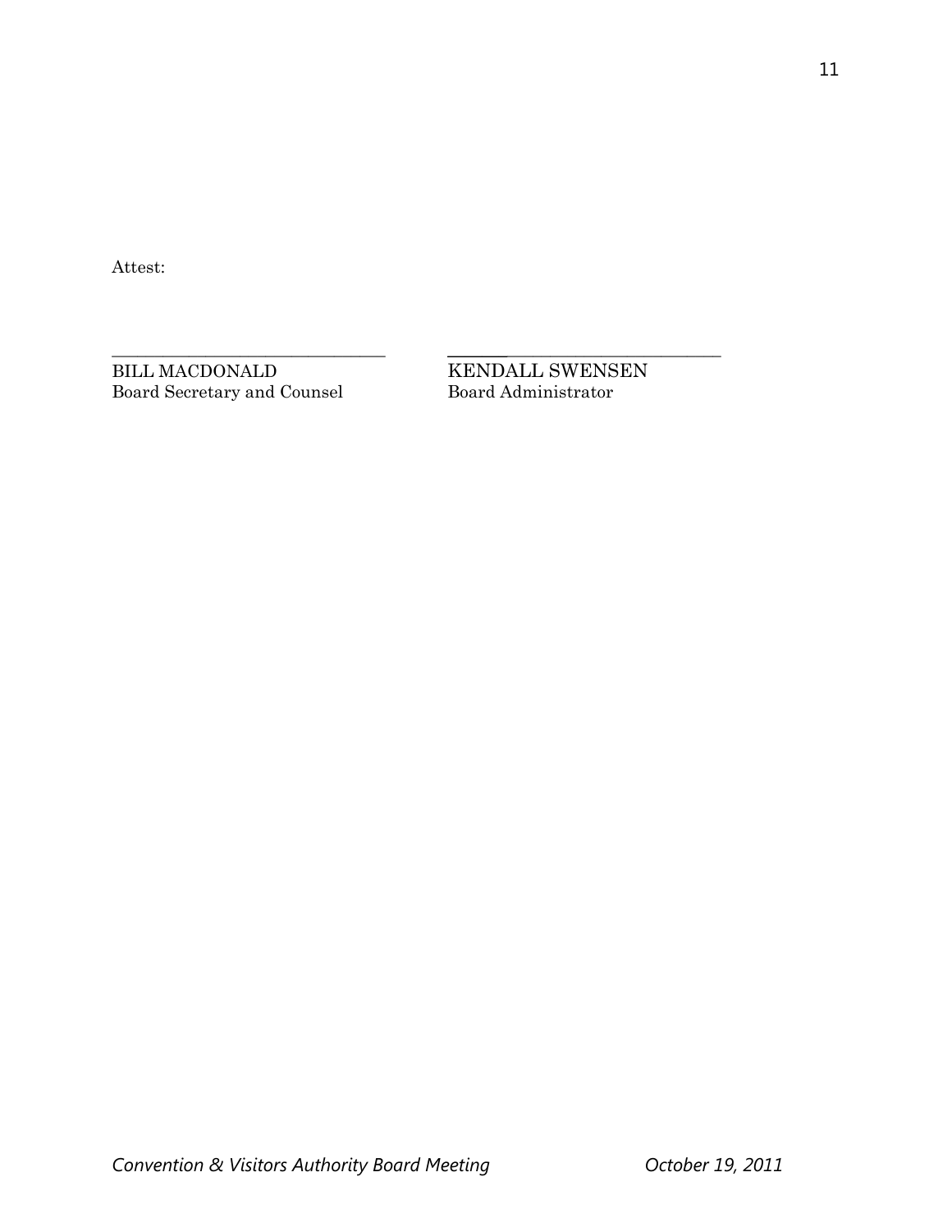Attest:

\_\_\_\_\_\_\_\_\_\_\_\_\_\_\_\_\_\_\_\_\_\_\_\_\_\_\_\_\_\_ \_\_\_\_\_\_\_\_\_\_\_\_\_\_\_\_\_\_\_\_\_\_\_\_\_\_\_\_\_\_

| | |
|---|---|
| BILL MACDONALD | KENDALL SWENSEN |
| Board Secretary and Counsel | Board Administrator |